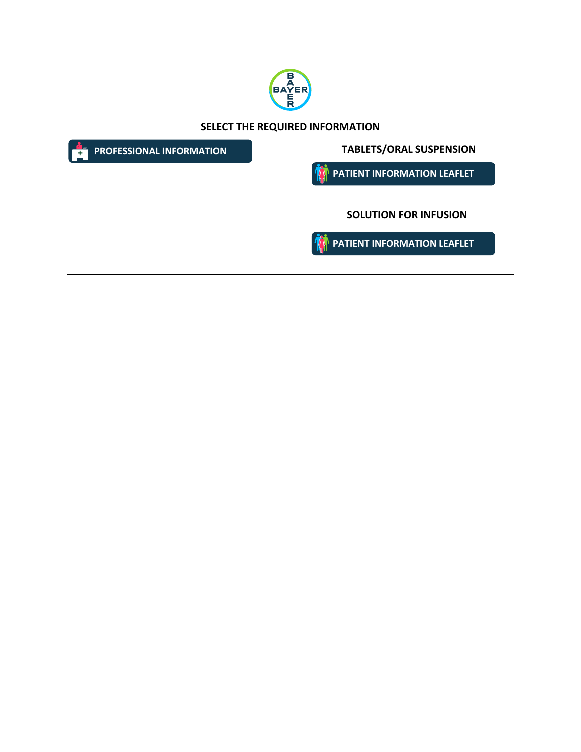BAYER

**SELECT THE REQUIRED INFORMATION**

**PROFESSIONAL INFORMATION**

**TABLETS/ORAL SUSPENSION**

**PATIENT INFORMATION LEAFLET**

**SOLUTION FOR INFUSION**

**PATIENT INFORMATION LEAFLET**

---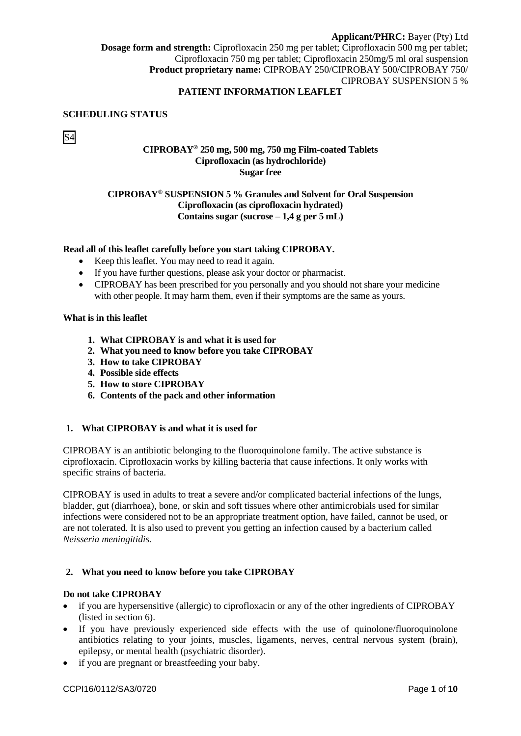**Applicant/PHRC:** Bayer (Pty) Ltd

**Dosage form and strength:** Ciprofloxacin 250 mg per tablet; Ciprofloxacin 500 mg per tablet; Ciprofloxacin 750 mg per tablet; Ciprofloxacin 250mg/5 ml oral suspension

**Product proprietary name:** CIPROBAY 250/CIPROBAY 500/CIPROBAY 750/ CIPROBAY SUSPENSION 5 %

**PATIENT INFORMATION LEAFLET**

**SCHEDULING STATUS**

S4

**CIPROBAY® 250 mg, 500 mg, 750 mg Film-coated Tablets**
**Ciprofloxacin (as hydrochloride)**
**Sugar free**

**CIPROBAY® SUSPENSION 5 % Granules and Solvent for Oral Suspension**
**Ciprofloxacin (as ciprofloxacin hydrated)**
**Contains sugar (sucrose – 1,4 g per 5 mL)**

**Read all of this leaflet carefully before you start taking CIPROBAY.**

- Keep this leaflet. You may need to read it again.
- If you have further questions, please ask your doctor or pharmacist.
- CIPROBAY has been prescribed for you personally and you should not share your medicine with other people. It may harm them, even if their symptoms are the same as yours.

**What is in this leaflet**

1. **What CIPROBAY is and what it is used for**
2. **What you need to know before you take CIPROBAY**
3. **How to take CIPROBAY**
4. **Possible side effects**
5. **How to store CIPROBAY**
6. **Contents of the pack and other information**

## 1. What CIPROBAY is and what it is used for

CIPROBAY is an antibiotic belonging to the fluoroquinolone family. The active substance is ciprofloxacin. Ciprofloxacin works by killing bacteria that cause infections. It only works with specific strains of bacteria.

CIPROBAY is used in adults to treat ~~a~~ severe and/or complicated bacterial infections of the lungs, bladder, gut (diarrhoea), bone, or skin and soft tissues where other antimicrobials used for similar infections were considered not to be an appropriate treatment option, have failed, cannot be used, or are not tolerated. It is also used to prevent you getting an infection caused by a bacterium called *Neisseria meningitidis.*

## 2. What you need to know before you take CIPROBAY

**Do not take CIPROBAY**

- if you are hypersensitive (allergic) to ciprofloxacin or any of the other ingredients of CIPROBAY (listed in section 6).
- If you have previously experienced side effects with the use of quinolone/fluoroquinolone antibiotics relating to your joints, muscles, ligaments, nerves, central nervous system (brain), epilepsy, or mental health (psychiatric disorder).
- if you are pregnant or breastfeeding your baby.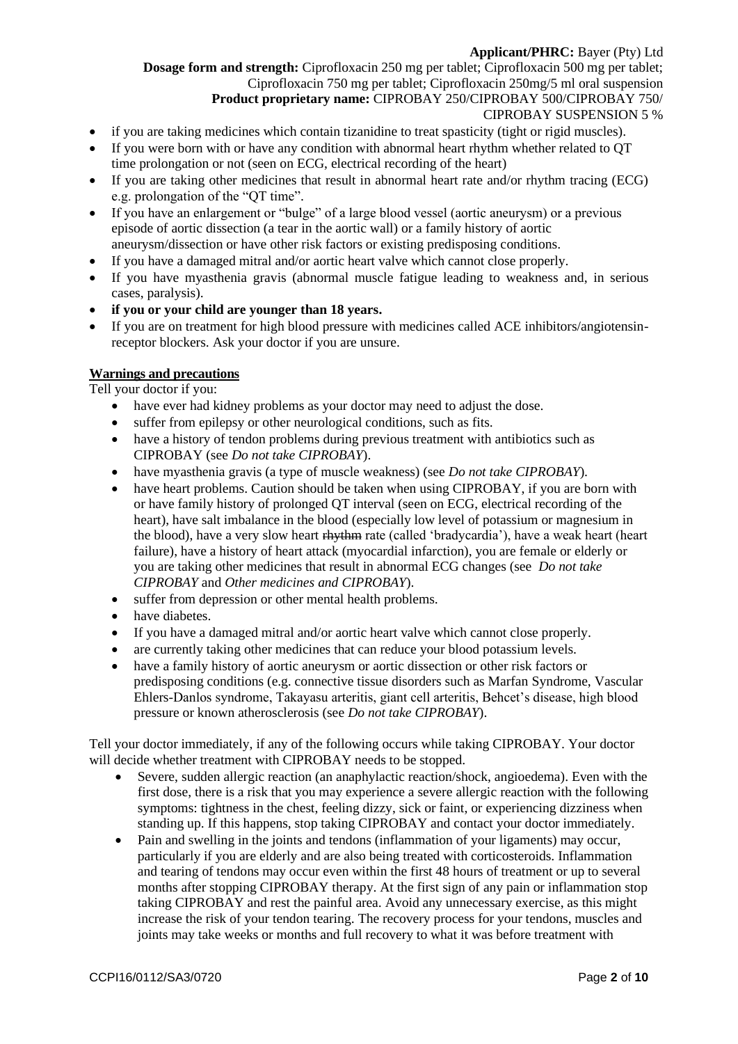- if you are taking medicines which contain tizanidine to treat spasticity (tight or rigid muscles).
- If you were born with or have any condition with abnormal heart rhythm whether related to QT time prolongation or not (seen on ECG, electrical recording of the heart)
- If you are taking other medicines that result in abnormal heart rate and/or rhythm tracing (ECG) e.g. prolongation of the "QT time".
- If you have an enlargement or "bulge" of a large blood vessel (aortic aneurysm) or a previous episode of aortic dissection (a tear in the aortic wall) or a family history of aortic aneurysm/dissection or have other risk factors or existing predisposing conditions.
- If you have a damaged mitral and/or aortic heart valve which cannot close properly.
- If you have myasthenia gravis (abnormal muscle fatigue leading to weakness and, in serious cases, paralysis).
- **if you or your child are younger than 18 years.**
- If you are on treatment for high blood pressure with medicines called ACE inhibitors/angiotensin-receptor blockers. Ask your doctor if you are unsure.

**Warnings and precautions**

Tell your doctor if you:

- have ever had kidney problems as your doctor may need to adjust the dose.
- suffer from epilepsy or other neurological conditions, such as fits.
- have a history of tendon problems during previous treatment with antibiotics such as CIPROBAY (see *Do not take CIPROBAY*).
- have myasthenia gravis (a type of muscle weakness) (see *Do not take CIPROBAY*).
- have heart problems. Caution should be taken when using CIPROBAY, if you are born with or have family history of prolonged QT interval (seen on ECG, electrical recording of the heart), have salt imbalance in the blood (especially low level of potassium or magnesium in the blood), have a very slow heart ~~rhythm~~ rate (called 'bradycardia'), have a weak heart (heart failure), have a history of heart attack (myocardial infarction), you are female or elderly or you are taking other medicines that result in abnormal ECG changes (see *Do not take CIPROBAY* and *Other medicines and CIPROBAY*).
- suffer from depression or other mental health problems.
- have diabetes.
- If you have a damaged mitral and/or aortic heart valve which cannot close properly.
- are currently taking other medicines that can reduce your blood potassium levels.
- have a family history of aortic aneurysm or aortic dissection or other risk factors or predisposing conditions (e.g. connective tissue disorders such as Marfan Syndrome, Vascular Ehlers-Danlos syndrome, Takayasu arteritis, giant cell arteritis, Behcet's disease, high blood pressure or known atherosclerosis (see *Do not take CIPROBAY*).

Tell your doctor immediately, if any of the following occurs while taking CIPROBAY. Your doctor will decide whether treatment with CIPROBAY needs to be stopped.

- Severe, sudden allergic reaction (an anaphylactic reaction/shock, angioedema). Even with the first dose, there is a risk that you may experience a severe allergic reaction with the following symptoms: tightness in the chest, feeling dizzy, sick or faint, or experiencing dizziness when standing up. If this happens, stop taking CIPROBAY and contact your doctor immediately.
- Pain and swelling in the joints and tendons (inflammation of your ligaments) may occur, particularly if you are elderly and are also being treated with corticosteroids. Inflammation and tearing of tendons may occur even within the first 48 hours of treatment or up to several months after stopping CIPROBAY therapy. At the first sign of any pain or inflammation stop taking CIPROBAY and rest the painful area. Avoid any unnecessary exercise, as this might increase the risk of your tendon tearing. The recovery process for your tendons, muscles and joints may take weeks or months and full recovery to what it was before treatment with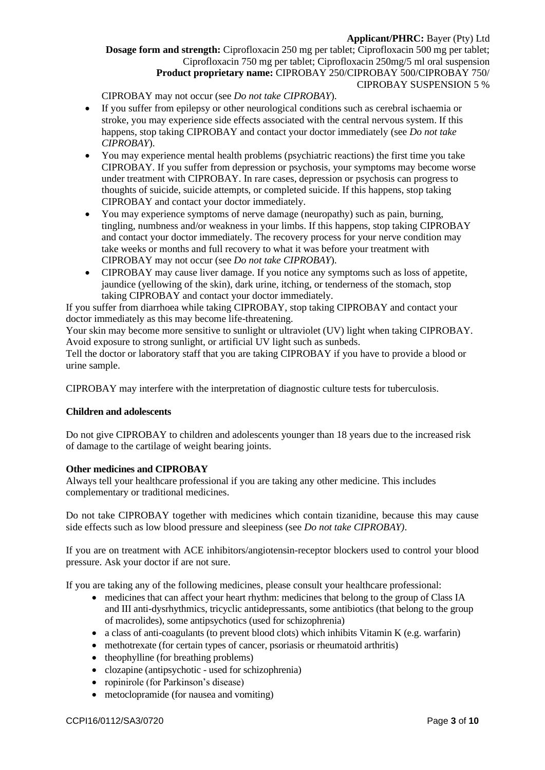CIPROBAY may not occur (see *Do not take CIPROBAY*).

- If you suffer from epilepsy or other neurological conditions such as cerebral ischaemia or stroke, you may experience side effects associated with the central nervous system. If this happens, stop taking CIPROBAY and contact your doctor immediately (see *Do not take CIPROBAY*).
- You may experience mental health problems (psychiatric reactions) the first time you take CIPROBAY. If you suffer from depression or psychosis, your symptoms may become worse under treatment with CIPROBAY. In rare cases, depression or psychosis can progress to thoughts of suicide, suicide attempts, or completed suicide. If this happens, stop taking CIPROBAY and contact your doctor immediately.
- You may experience symptoms of nerve damage (neuropathy) such as pain, burning, tingling, numbness and/or weakness in your limbs. If this happens, stop taking CIPROBAY and contact your doctor immediately. The recovery process for your nerve condition may take weeks or months and full recovery to what it was before your treatment with CIPROBAY may not occur (see *Do not take CIPROBAY*).
- CIPROBAY may cause liver damage. If you notice any symptoms such as loss of appetite, jaundice (yellowing of the skin), dark urine, itching, or tenderness of the stomach, stop taking CIPROBAY and contact your doctor immediately.

If you suffer from diarrhoea while taking CIPROBAY, stop taking CIPROBAY and contact your doctor immediately as this may become life-threatening.

Your skin may become more sensitive to sunlight or ultraviolet (UV) light when taking CIPROBAY. Avoid exposure to strong sunlight, or artificial UV light such as sunbeds.

Tell the doctor or laboratory staff that you are taking CIPROBAY if you have to provide a blood or urine sample.

CIPROBAY may interfere with the interpretation of diagnostic culture tests for tuberculosis.

**Children and adolescents**

Do not give CIPROBAY to children and adolescents younger than 18 years due to the increased risk of damage to the cartilage of weight bearing joints.

**Other medicines and CIPROBAY**

Always tell your healthcare professional if you are taking any other medicine. This includes complementary or traditional medicines.

Do not take CIPROBAY together with medicines which contain tizanidine, because this may cause side effects such as low blood pressure and sleepiness (see *Do not take CIPROBAY)*.

If you are on treatment with ACE inhibitors/angiotensin-receptor blockers used to control your blood pressure. Ask your doctor if are not sure.

If you are taking any of the following medicines, please consult your healthcare professional:

- medicines that can affect your heart rhythm: medicines that belong to the group of Class IA and III anti-dysrhythmics, tricyclic antidepressants, some antibiotics (that belong to the group of macrolides), some antipsychotics (used for schizophrenia)
- a class of anti-coagulants (to prevent blood clots) which inhibits Vitamin K (e.g. warfarin)
- methotrexate (for certain types of cancer, psoriasis or rheumatoid arthritis)
- theophylline (for breathing problems)
- clozapine (antipsychotic - used for schizophrenia)
- ropinirole (for Parkinson's disease)
- metoclopramide (for nausea and vomiting)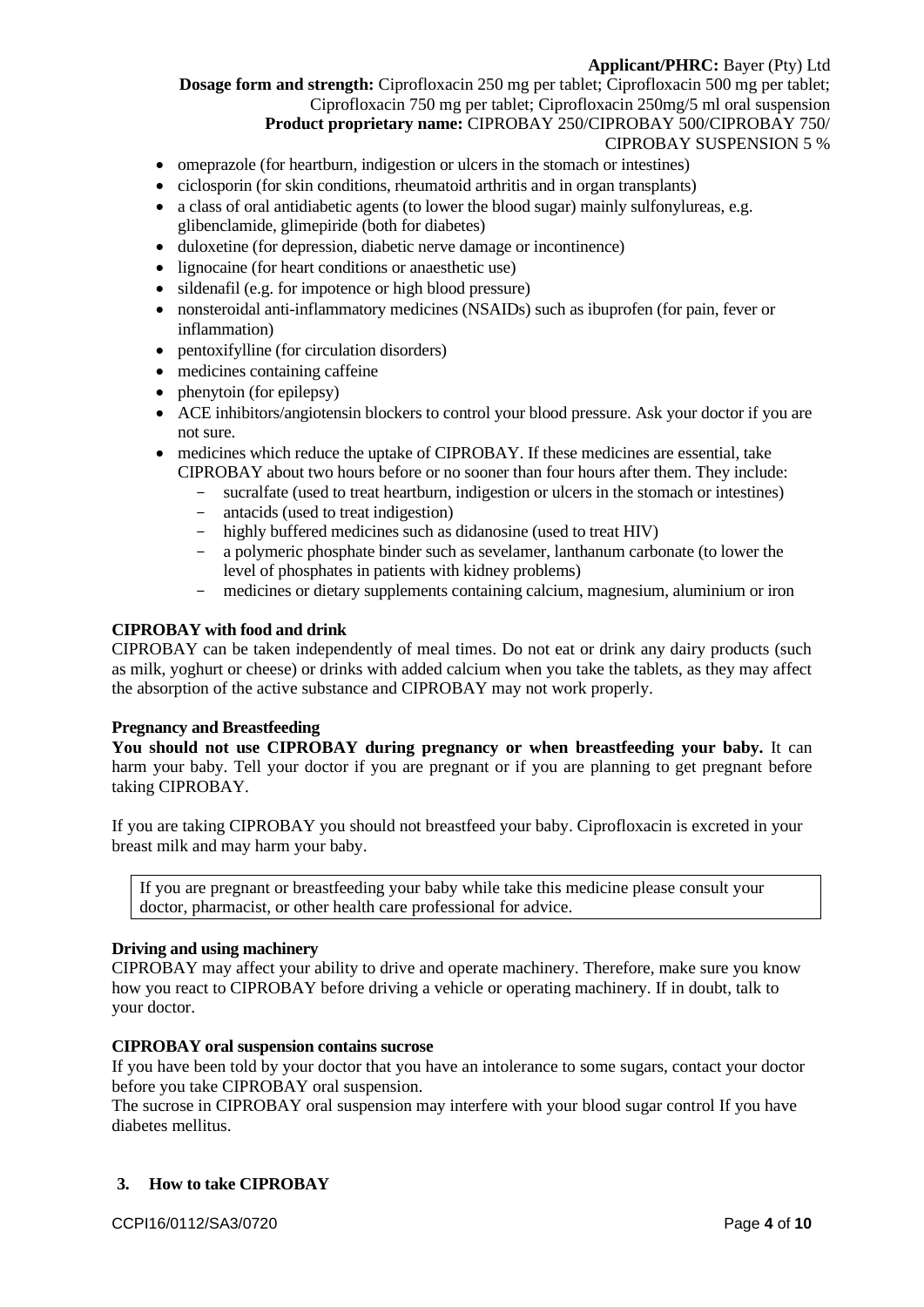- omeprazole (for heartburn, indigestion or ulcers in the stomach or intestines)
- ciclosporin (for skin conditions, rheumatoid arthritis and in organ transplants)
- a class of oral antidiabetic agents (to lower the blood sugar) mainly sulfonylureas, e.g. glibenclamide, glimepiride (both for diabetes)
- duloxetine (for depression, diabetic nerve damage or incontinence)
- lignocaine (for heart conditions or anaesthetic use)
- sildenafil (e.g. for impotence or high blood pressure)
- nonsteroidal anti-inflammatory medicines (NSAIDs) such as ibuprofen (for pain, fever or inflammation)
- pentoxifylline (for circulation disorders)
- medicines containing caffeine
- phenytoin (for epilepsy)
- ACE inhibitors/angiotensin blockers to control your blood pressure. Ask your doctor if you are not sure.
- medicines which reduce the uptake of CIPROBAY. If these medicines are essential, take CIPROBAY about two hours before or no sooner than four hours after them. They include:
  - sucralfate (used to treat heartburn, indigestion or ulcers in the stomach or intestines)
  - antacids (used to treat indigestion)
  - highly buffered medicines such as didanosine (used to treat HIV)
  - a polymeric phosphate binder such as sevelamer, lanthanum carbonate (to lower the level of phosphates in patients with kidney problems)
  - medicines or dietary supplements containing calcium, magnesium, aluminium or iron

**CIPROBAY with food and drink**

CIPROBAY can be taken independently of meal times. Do not eat or drink any dairy products (such as milk, yoghurt or cheese) or drinks with added calcium when you take the tablets, as they may affect the absorption of the active substance and CIPROBAY may not work properly.

**Pregnancy and Breastfeeding**

**You should not use CIPROBAY during pregnancy or when breastfeeding your baby.** It can harm your baby. Tell your doctor if you are pregnant or if you are planning to get pregnant before taking CIPROBAY.

If you are taking CIPROBAY you should not breastfeed your baby. Ciprofloxacin is excreted in your breast milk and may harm your baby.

| If you are pregnant or breastfeeding your baby while take this medicine please consult your doctor, pharmacist, or other health care professional for advice. |
|---|

**Driving and using machinery**

CIPROBAY may affect your ability to drive and operate machinery. Therefore, make sure you know how you react to CIPROBAY before driving a vehicle or operating machinery. If in doubt, talk to your doctor.

**CIPROBAY oral suspension contains sucrose**

If you have been told by your doctor that you have an intolerance to some sugars, contact your doctor before you take CIPROBAY oral suspension.

The sucrose in CIPROBAY oral suspension may interfere with your blood sugar control If you have diabetes mellitus.

## 3. How to take CIPROBAY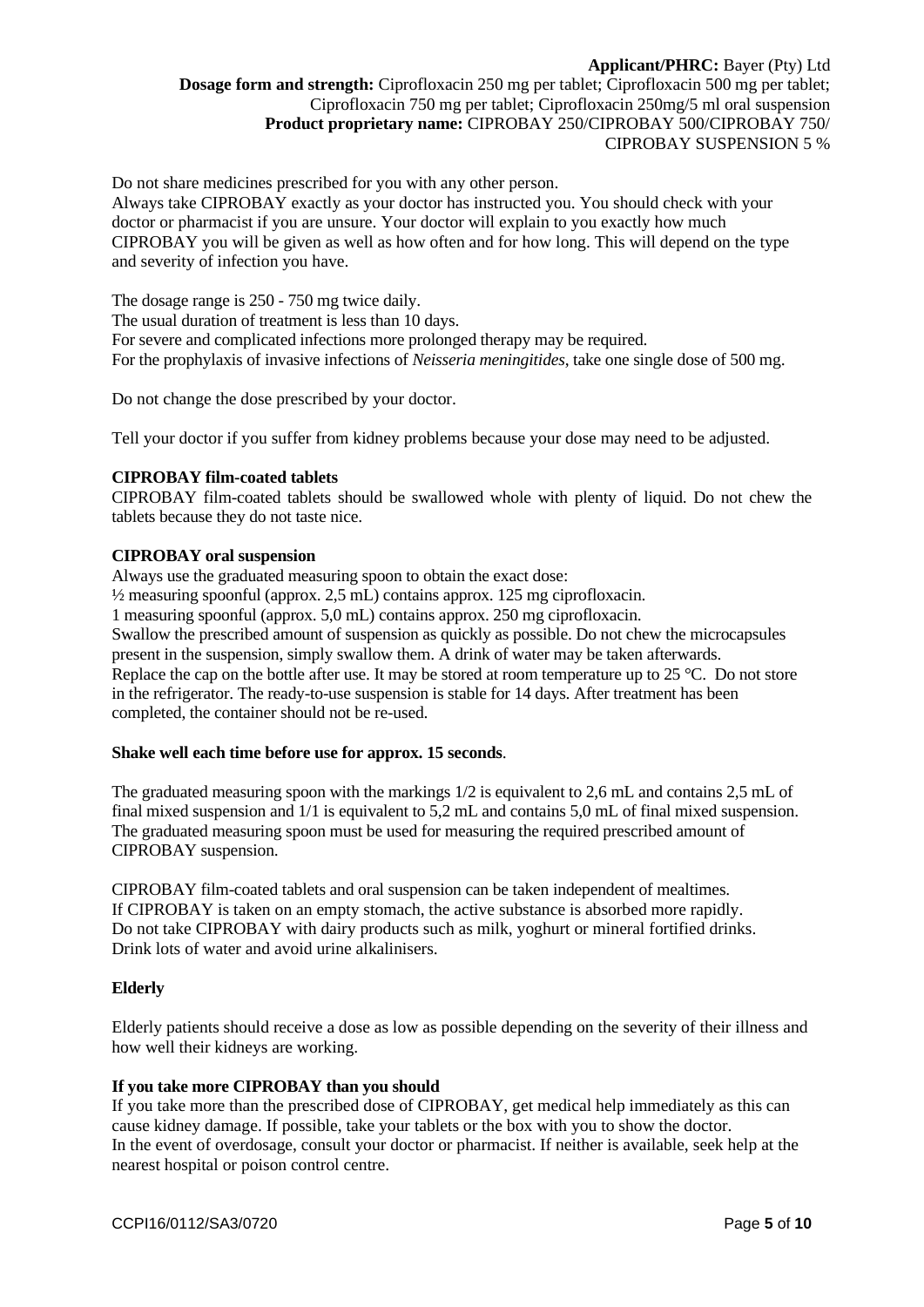Do not share medicines prescribed for you with any other person.
Always take CIPROBAY exactly as your doctor has instructed you. You should check with your doctor or pharmacist if you are unsure. Your doctor will explain to you exactly how much CIPROBAY you will be given as well as how often and for how long. This will depend on the type and severity of infection you have.

The dosage range is 250 - 750 mg twice daily.
The usual duration of treatment is less than 10 days.
For severe and complicated infections more prolonged therapy may be required.
For the prophylaxis of invasive infections of *Neisseria meningitides*, take one single dose of 500 mg.

Do not change the dose prescribed by your doctor.

Tell your doctor if you suffer from kidney problems because your dose may need to be adjusted.

**CIPROBAY film-coated tablets**
CIPROBAY film-coated tablets should be swallowed whole with plenty of liquid. Do not chew the tablets because they do not taste nice.

**CIPROBAY oral suspension**
Always use the graduated measuring spoon to obtain the exact dose:
½ measuring spoonful (approx. 2,5 mL) contains approx. 125 mg ciprofloxacin.
1 measuring spoonful (approx. 5,0 mL) contains approx. 250 mg ciprofloxacin.
Swallow the prescribed amount of suspension as quickly as possible. Do not chew the microcapsules present in the suspension, simply swallow them. A drink of water may be taken afterwards.
Replace the cap on the bottle after use. It may be stored at room temperature up to 25 °C. Do not store in the refrigerator. The ready-to-use suspension is stable for 14 days. After treatment has been completed, the container should not be re-used.

**Shake well each time before use for approx. 15 seconds**.

The graduated measuring spoon with the markings 1/2 is equivalent to 2,6 mL and contains 2,5 mL of final mixed suspension and 1/1 is equivalent to 5,2 mL and contains 5,0 mL of final mixed suspension. The graduated measuring spoon must be used for measuring the required prescribed amount of CIPROBAY suspension.

CIPROBAY film-coated tablets and oral suspension can be taken independent of mealtimes.
If CIPROBAY is taken on an empty stomach, the active substance is absorbed more rapidly.
Do not take CIPROBAY with dairy products such as milk, yoghurt or mineral fortified drinks.
Drink lots of water and avoid urine alkalinisers.

**Elderly**

Elderly patients should receive a dose as low as possible depending on the severity of their illness and how well their kidneys are working.

**If you take more CIPROBAY than you should**
If you take more than the prescribed dose of CIPROBAY, get medical help immediately as this can cause kidney damage. If possible, take your tablets or the box with you to show the doctor.
In the event of overdosage, consult your doctor or pharmacist. If neither is available, seek help at the nearest hospital or poison control centre.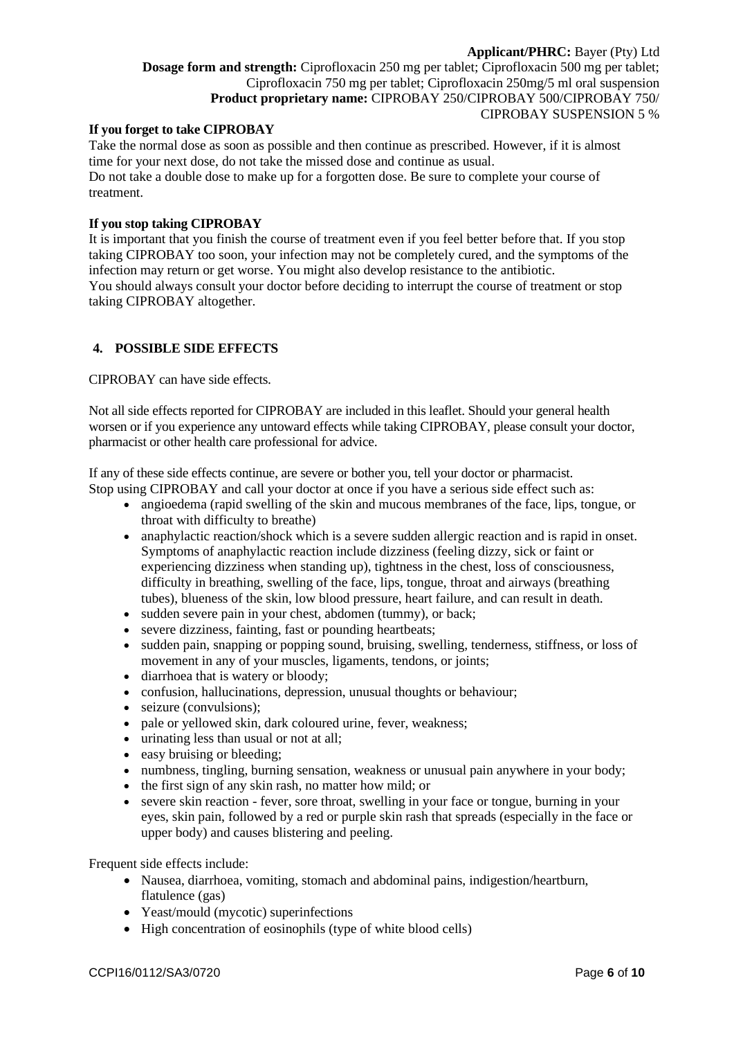**If you forget to take CIPROBAY**

Take the normal dose as soon as possible and then continue as prescribed. However, if it is almost time for your next dose, do not take the missed dose and continue as usual.
Do not take a double dose to make up for a forgotten dose. Be sure to complete your course of treatment.

**If you stop taking CIPROBAY**

It is important that you finish the course of treatment even if you feel better before that. If you stop taking CIPROBAY too soon, your infection may not be completely cured, and the symptoms of the infection may return or get worse. You might also develop resistance to the antibiotic.
You should always consult your doctor before deciding to interrupt the course of treatment or stop taking CIPROBAY altogether.

## 4. POSSIBLE SIDE EFFECTS

CIPROBAY can have side effects.

Not all side effects reported for CIPROBAY are included in this leaflet. Should your general health worsen or if you experience any untoward effects while taking CIPROBAY, please consult your doctor, pharmacist or other health care professional for advice.

If any of these side effects continue, are severe or bother you, tell your doctor or pharmacist.
Stop using CIPROBAY and call your doctor at once if you have a serious side effect such as:

- angioedema (rapid swelling of the skin and mucous membranes of the face, lips, tongue, or throat with difficulty to breathe)
- anaphylactic reaction/shock which is a severe sudden allergic reaction and is rapid in onset. Symptoms of anaphylactic reaction include dizziness (feeling dizzy, sick or faint or experiencing dizziness when standing up), tightness in the chest, loss of consciousness, difficulty in breathing, swelling of the face, lips, tongue, throat and airways (breathing tubes), blueness of the skin, low blood pressure, heart failure, and can result in death.
- sudden severe pain in your chest, abdomen (tummy), or back;
- severe dizziness, fainting, fast or pounding heartbeats;
- sudden pain, snapping or popping sound, bruising, swelling, tenderness, stiffness, or loss of movement in any of your muscles, ligaments, tendons, or joints;
- diarrhoea that is watery or bloody;
- confusion, hallucinations, depression, unusual thoughts or behaviour;
- seizure (convulsions);
- pale or yellowed skin, dark coloured urine, fever, weakness;
- urinating less than usual or not at all;
- easy bruising or bleeding;
- numbness, tingling, burning sensation, weakness or unusual pain anywhere in your body;
- the first sign of any skin rash, no matter how mild; or
- severe skin reaction - fever, sore throat, swelling in your face or tongue, burning in your eyes, skin pain, followed by a red or purple skin rash that spreads (especially in the face or upper body) and causes blistering and peeling.

Frequent side effects include:

- Nausea, diarrhoea, vomiting, stomach and abdominal pains, indigestion/heartburn, flatulence (gas)
- Yeast/mould (mycotic) superinfections
- High concentration of eosinophils (type of white blood cells)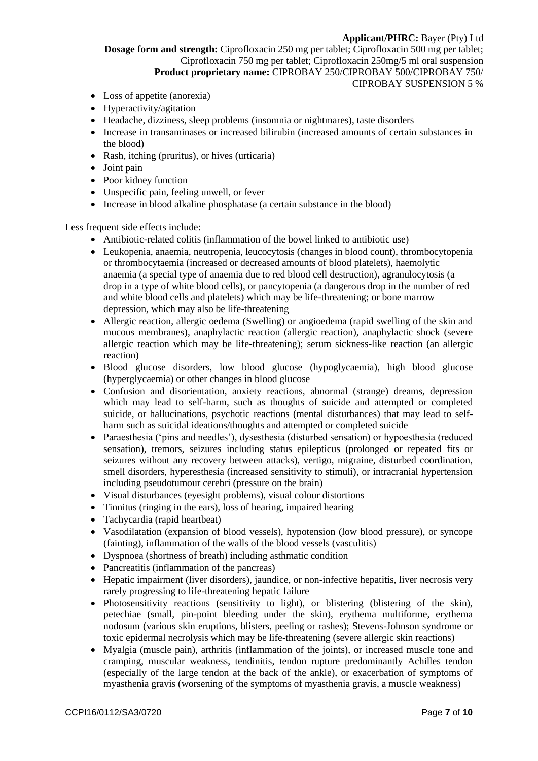- Loss of appetite (anorexia)
- Hyperactivity/agitation
- Headache, dizziness, sleep problems (insomnia or nightmares), taste disorders
- Increase in transaminases or increased bilirubin (increased amounts of certain substances in the blood)
- Rash, itching (pruritus), or hives (urticaria)
- Joint pain
- Poor kidney function
- Unspecific pain, feeling unwell, or fever
- Increase in blood alkaline phosphatase (a certain substance in the blood)

Less frequent side effects include:

- Antibiotic-related colitis (inflammation of the bowel linked to antibiotic use)
- Leukopenia, anaemia, neutropenia, leucocytosis (changes in blood count), thrombocytopenia or thrombocytaemia (increased or decreased amounts of blood platelets), haemolytic anaemia (a special type of anaemia due to red blood cell destruction), agranulocytosis (a drop in a type of white blood cells), or pancytopenia (a dangerous drop in the number of red and white blood cells and platelets) which may be life-threatening; or bone marrow depression, which may also be life-threatening
- Allergic reaction, allergic oedema (Swelling) or angioedema (rapid swelling of the skin and mucous membranes), anaphylactic reaction (allergic reaction), anaphylactic shock (severe allergic reaction which may be life-threatening); serum sickness-like reaction (an allergic reaction)
- Blood glucose disorders, low blood glucose (hypoglycaemia), high blood glucose (hyperglycaemia) or other changes in blood glucose
- Confusion and disorientation, anxiety reactions, abnormal (strange) dreams, depression which may lead to self-harm, such as thoughts of suicide and attempted or completed suicide, or hallucinations, psychotic reactions (mental disturbances) that may lead to self-harm such as suicidal ideations/thoughts and attempted or completed suicide
- Paraesthesia ('pins and needles'), dysesthesia (disturbed sensation) or hypoesthesia (reduced sensation), tremors, seizures including status epilepticus (prolonged or repeated fits or seizures without any recovery between attacks), vertigo, migraine, disturbed coordination, smell disorders, hyperesthesia (increased sensitivity to stimuli), or intracranial hypertension including pseudotumour cerebri (pressure on the brain)
- Visual disturbances (eyesight problems), visual colour distortions
- Tinnitus (ringing in the ears), loss of hearing, impaired hearing
- Tachycardia (rapid heartbeat)
- Vasodilatation (expansion of blood vessels), hypotension (low blood pressure), or syncope (fainting), inflammation of the walls of the blood vessels (vasculitis)
- Dyspnoea (shortness of breath) including asthmatic condition
- Pancreatitis (inflammation of the pancreas)
- Hepatic impairment (liver disorders), jaundice, or non-infective hepatitis, liver necrosis very rarely progressing to life-threatening hepatic failure
- Photosensitivity reactions (sensitivity to light), or blistering (blistering of the skin), petechiae (small, pin-point bleeding under the skin), erythema multiforme, erythema nodosum (various skin eruptions, blisters, peeling or rashes); Stevens-Johnson syndrome or toxic epidermal necrolysis which may be life-threatening (severe allergic skin reactions)
- Myalgia (muscle pain), arthritis (inflammation of the joints), or increased muscle tone and cramping, muscular weakness, tendinitis, tendon rupture predominantly Achilles tendon (especially of the large tendon at the back of the ankle), or exacerbation of symptoms of myasthenia gravis (worsening of the symptoms of myasthenia gravis, a muscle weakness)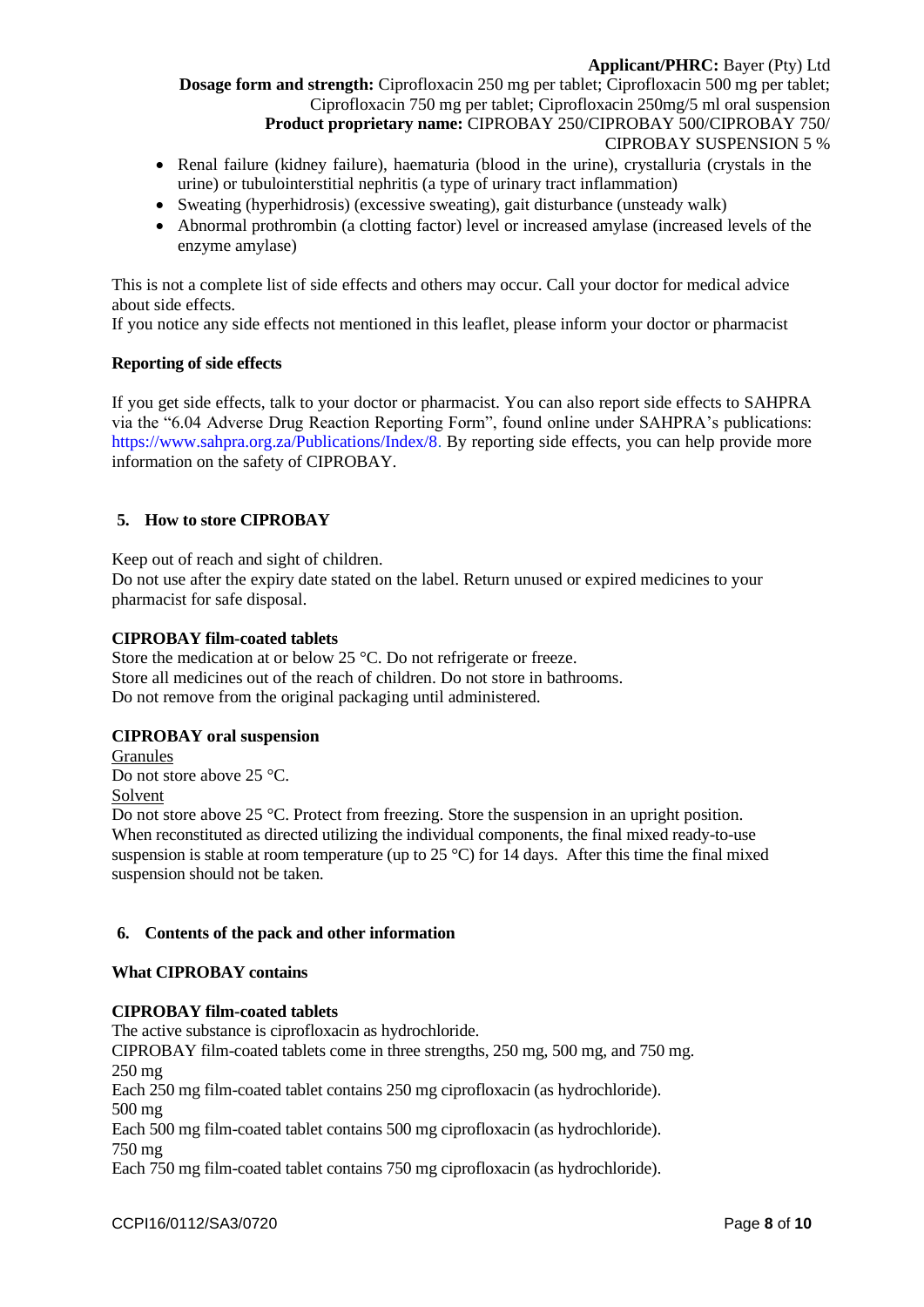- Renal failure (kidney failure), haematuria (blood in the urine), crystalluria (crystals in the urine) or tubulointerstitial nephritis (a type of urinary tract inflammation)
- Sweating (hyperhidrosis) (excessive sweating), gait disturbance (unsteady walk)
- Abnormal prothrombin (a clotting factor) level or increased amylase (increased levels of the enzyme amylase)

This is not a complete list of side effects and others may occur. Call your doctor for medical advice about side effects.
If you notice any side effects not mentioned in this leaflet, please inform your doctor or pharmacist

**Reporting of side effects**

If you get side effects, talk to your doctor or pharmacist. You can also report side effects to SAHPRA via the "6.04 Adverse Drug Reaction Reporting Form", found online under SAHPRA's publications: https://www.sahpra.org.za/Publications/Index/8. By reporting side effects, you can help provide more information on the safety of CIPROBAY.

## 5. How to store CIPROBAY

Keep out of reach and sight of children.
Do not use after the expiry date stated on the label. Return unused or expired medicines to your pharmacist for safe disposal.

**CIPROBAY film-coated tablets**
Store the medication at or below 25 °C. Do not refrigerate or freeze.
Store all medicines out of the reach of children. Do not store in bathrooms.
Do not remove from the original packaging until administered.

**CIPROBAY oral suspension**
Granules
Do not store above 25 °C.
Solvent
Do not store above 25 °C. Protect from freezing. Store the suspension in an upright position.
When reconstituted as directed utilizing the individual components, the final mixed ready-to-use suspension is stable at room temperature (up to 25 °C) for 14 days. After this time the final mixed suspension should not be taken.

## 6. Contents of the pack and other information

**What CIPROBAY contains**

**CIPROBAY film-coated tablets**
The active substance is ciprofloxacin as hydrochloride.
CIPROBAY film-coated tablets come in three strengths, 250 mg, 500 mg, and 750 mg.
250 mg
Each 250 mg film-coated tablet contains 250 mg ciprofloxacin (as hydrochloride).
500 mg
Each 500 mg film-coated tablet contains 500 mg ciprofloxacin (as hydrochloride).
750 mg
Each 750 mg film-coated tablet contains 750 mg ciprofloxacin (as hydrochloride).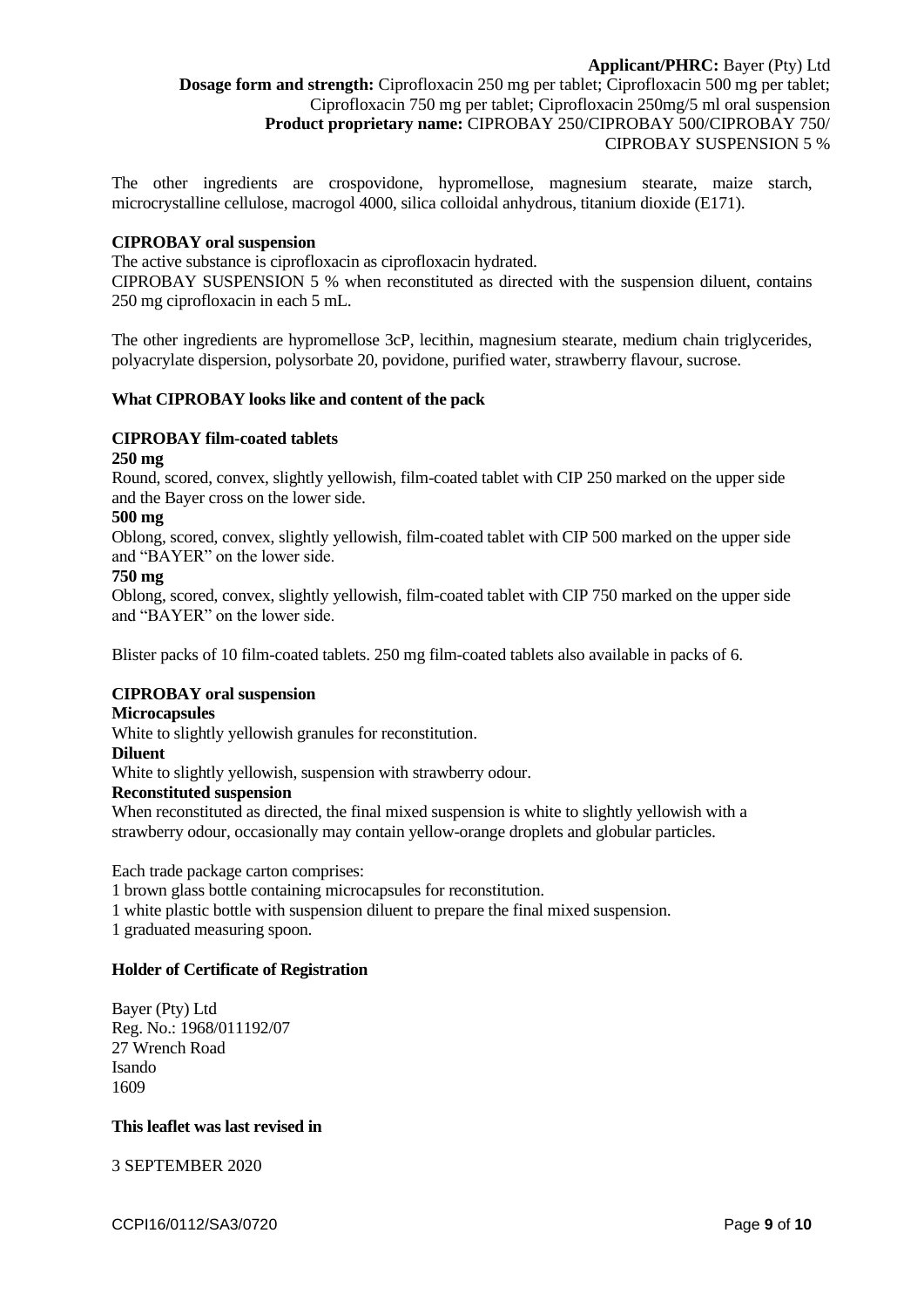The other ingredients are crospovidone, hypromellose, magnesium stearate, maize starch, microcrystalline cellulose, macrogol 4000, silica colloidal anhydrous, titanium dioxide (E171).

**CIPROBAY oral suspension**

The active substance is ciprofloxacin as ciprofloxacin hydrated.

CIPROBAY SUSPENSION 5 % when reconstituted as directed with the suspension diluent, contains 250 mg ciprofloxacin in each 5 mL.

The other ingredients are hypromellose 3cP, lecithin, magnesium stearate, medium chain triglycerides, polyacrylate dispersion, polysorbate 20, povidone, purified water, strawberry flavour, sucrose.

**What CIPROBAY looks like and content of the pack**

**CIPROBAY film-coated tablets**

**250 mg**

Round, scored, convex, slightly yellowish, film-coated tablet with CIP 250 marked on the upper side and the Bayer cross on the lower side.

**500 mg**

Oblong, scored, convex, slightly yellowish, film-coated tablet with CIP 500 marked on the upper side and "BAYER" on the lower side.

**750 mg**

Oblong, scored, convex, slightly yellowish, film-coated tablet with CIP 750 marked on the upper side and "BAYER" on the lower side.

Blister packs of 10 film-coated tablets. 250 mg film-coated tablets also available in packs of 6.

**CIPROBAY oral suspension**

**Microcapsules**

White to slightly yellowish granules for reconstitution.

**Diluent**

White to slightly yellowish, suspension with strawberry odour.

**Reconstituted suspension**

When reconstituted as directed, the final mixed suspension is white to slightly yellowish with a strawberry odour, occasionally may contain yellow-orange droplets and globular particles.

Each trade package carton comprises:

1 brown glass bottle containing microcapsules for reconstitution.

1 white plastic bottle with suspension diluent to prepare the final mixed suspension.

1 graduated measuring spoon.

**Holder of Certificate of Registration**

Bayer (Pty) Ltd
Reg. No.: 1968/011192/07
27 Wrench Road
Isando
1609

**This leaflet was last revised in**

3 SEPTEMBER 2020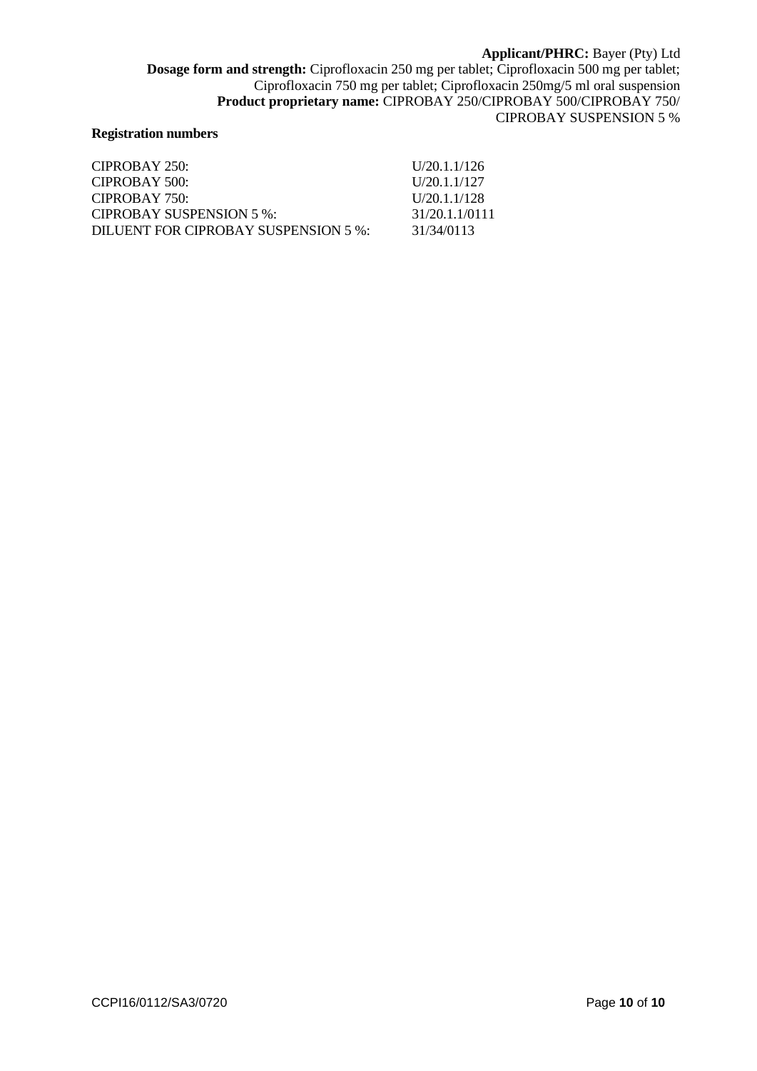**Applicant/PHRC:** Bayer (Pty) Ltd
**Dosage form and strength:** Ciprofloxacin 250 mg per tablet; Ciprofloxacin 500 mg per tablet; Ciprofloxacin 750 mg per tablet; Ciprofloxacin 250mg/5 ml oral suspension
**Product proprietary name:** CIPROBAY 250/CIPROBAY 500/CIPROBAY 750/ CIPROBAY SUSPENSION 5 %

**Registration numbers**

| | |
|---|---|
| CIPROBAY 250: | U/20.1.1/126 |
| CIPROBAY 500: | U/20.1.1/127 |
| CIPROBAY 750: | U/20.1.1/128 |
| CIPROBAY SUSPENSION 5 %: | 31/20.1.1/0111 |
| DILUENT FOR CIPROBAY SUSPENSION 5 %: | 31/34/0113 |